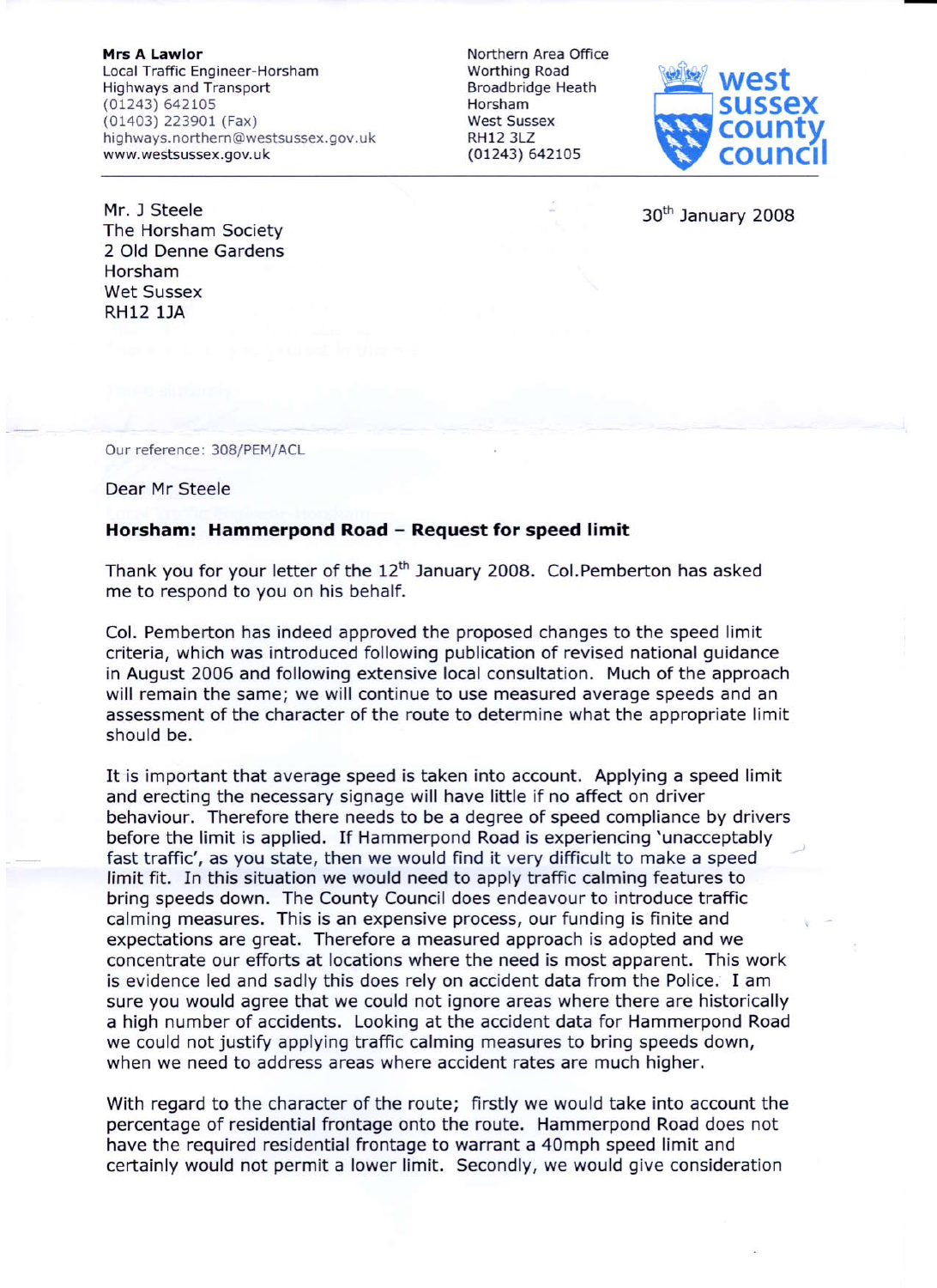**Mrs A Lawlor**
Local Traffic Engineer-Horsham
Highways and Transport
(01243) 642105
(01403) 223901 (Fax)
highways.northern@westsussex.gov.uk
www.westsussex.gov.uk

Northern Area Office
Worthing Road
Broadbridge Heath
Horsham
West Sussex
RH12 3LZ
(01243) 642105

west sussex county council

Mr. J Steele
The Horsham Society
2 Old Denne Gardens
Horsham
Wet Sussex
RH12 1JA

30th January 2008

Our reference: 308/PEM/ACL

Dear Mr Steele

**Horsham: Hammerpond Road – Request for speed limit**

Thank you for your letter of the 12th January 2008. Col.Pemberton has asked me to respond to you on his behalf.

Col. Pemberton has indeed approved the proposed changes to the speed limit criteria, which was introduced following publication of revised national guidance in August 2006 and following extensive local consultation. Much of the approach will remain the same; we will continue to use measured average speeds and an assessment of the character of the route to determine what the appropriate limit should be.

It is important that average speed is taken into account. Applying a speed limit and erecting the necessary signage will have little if no affect on driver behaviour. Therefore there needs to be a degree of speed compliance by drivers before the limit is applied. If Hammerpond Road is experiencing 'unacceptably fast traffic', as you state, then we would find it very difficult to make a speed limit fit. In this situation we would need to apply traffic calming features to bring speeds down. The County Council does endeavour to introduce traffic calming measures. This is an expensive process, our funding is finite and expectations are great. Therefore a measured approach is adopted and we concentrate our efforts at locations where the need is most apparent. This work is evidence led and sadly this does rely on accident data from the Police. I am sure you would agree that we could not ignore areas where there are historically a high number of accidents. Looking at the accident data for Hammerpond Road we could not justify applying traffic calming measures to bring speeds down, when we need to address areas where accident rates are much higher.

With regard to the character of the route; firstly we would take into account the percentage of residential frontage onto the route. Hammerpond Road does not have the required residential frontage to warrant a 40mph speed limit and certainly would not permit a lower limit. Secondly, we would give consideration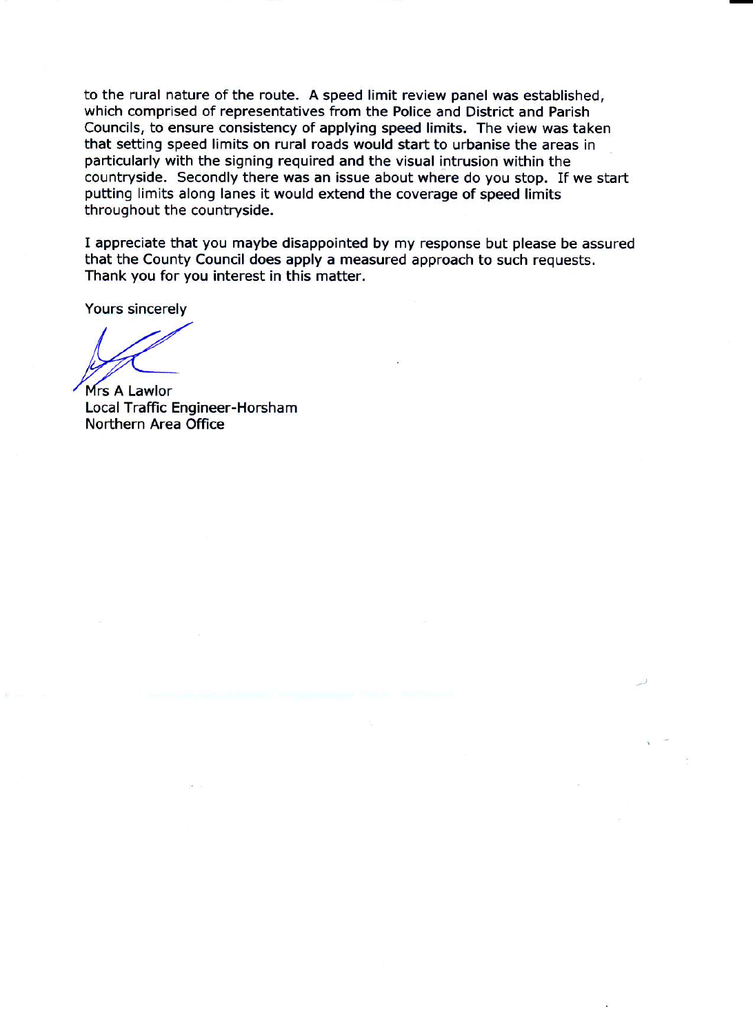to the rural nature of the route. A speed limit review panel was established, which comprised of representatives from the Police and District and Parish Councils, to ensure consistency of applying speed limits. The view was taken that setting speed limits on rural roads would start to urbanise the areas in particularly with the signing required and the visual intrusion within the countryside. Secondly there was an issue about where do you stop. If we start putting limits along lanes it would extend the coverage of speed limits throughout the countryside.

I appreciate that you maybe disappointed by my response but please be assured that the County Council does apply a measured approach to such requests. Thank you for you interest in this matter.

Yours sincerely

Mrs A Lawlor
Local Traffic Engineer-Horsham
Northern Area Office